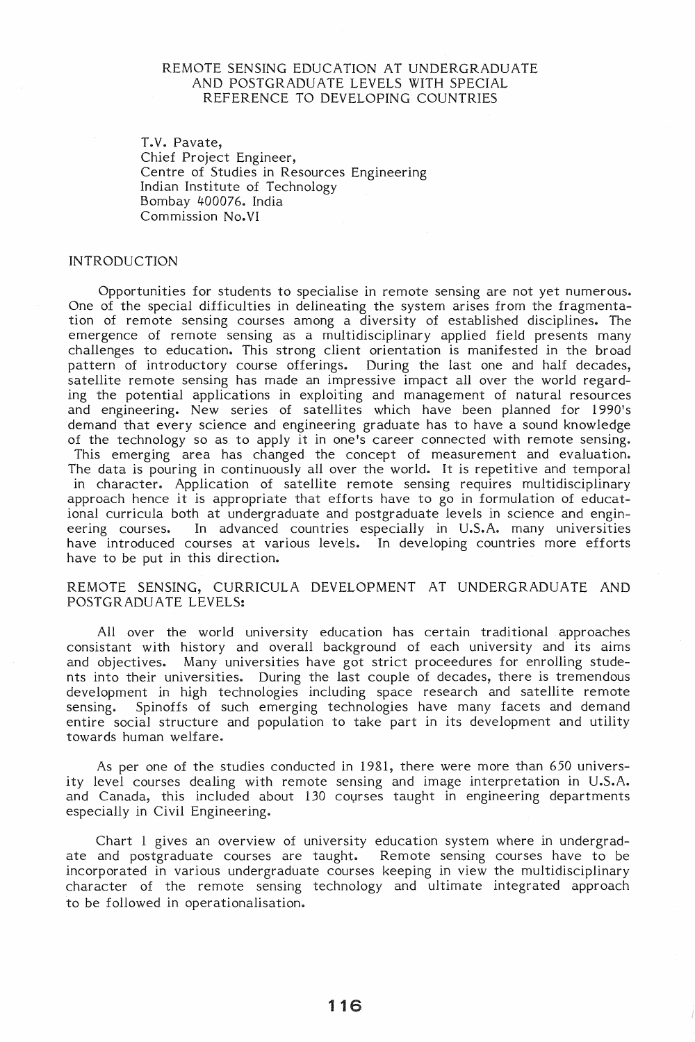# REMOTE SENSING EDUCATION AT UNDERGRADUATE AND POSTGRADUATE LEVELS WITH SPECIAL REFERENCE TO DEVELOPING COUNTRIES

T.V. Pavate,
Chief Project Engineer,
Centre of Studies in Resources Engineering
Indian Institute of Technology
Bombay 400076. India
Commission No.VI

## INTRODUCTION

Opportunities for students to specialise in remote sensing are not yet numerous. One of the special difficulties in delineating the system arises from the fragmentation of remote sensing courses among a diversity of established disciplines. The emergence of remote sensing as a multidisciplinary applied field presents many challenges to education. This strong client orientation is manifested in the broad pattern of introductory course offerings. During the last one and half decades, satellite remote sensing has made an impressive impact all over the world regarding the potential applications in exploiting and management of natural resources and engineering. New series of satellites which have been planned for 1990's demand that every science and engineering graduate has to have a sound knowledge of the technology so as to apply it in one's career connected with remote sensing. This emerging area has changed the concept of measurement and evaluation. The data is pouring in continuously all over the world. It is repetitive and temporal in character. Application of satellite remote sensing requires multidisciplinary approach hence it is appropriate that efforts have to go in formulation of educational curricula both at undergraduate and postgraduate levels in science and engineering courses. In advanced countries especially in U.S.A. many universities have introduced courses at various levels. In developing countries more efforts have to be put in this direction.

## REMOTE SENSING, CURRICULA DEVELOPMENT AT UNDERGRADUATE AND POSTGRADUATE LEVELS:

All over the world university education has certain traditional approaches consistant with history and overall background of each university and its aims and objectives. Many universities have got strict proceedures for enrolling students into their universities. During the last couple of decades, there is tremendous development in high technologies including space research and satellite remote sensing. Spinoffs of such emerging technologies have many facets and demand entire social structure and population to take part in its development and utility towards human welfare.

As per one of the studies conducted in 1981, there were more than 650 university level courses dealing with remote sensing and image interpretation in U.S.A. and Canada, this included about 130 courses taught in engineering departments especially in Civil Engineering.

Chart 1 gives an overview of university education system where in undergradate and postgraduate courses are taught. Remote sensing courses have to be incorporated in various undergraduate courses keeping in view the multidisciplinary character of the remote sensing technology and ultimate integrated approach to be followed in operationalisation.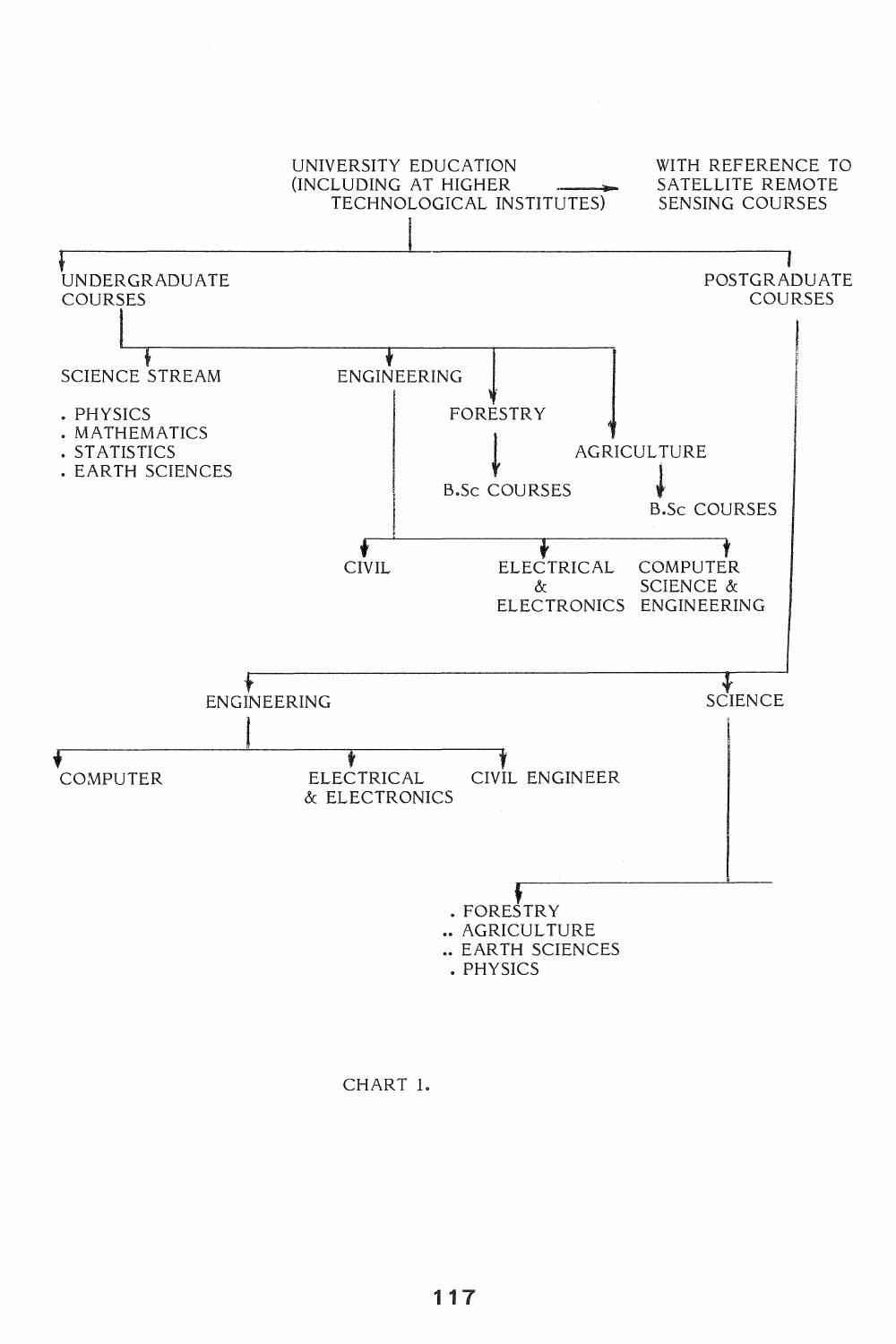UNIVERSITY EDUCATION (INCLUDING AT HIGHER TECHNOLOGICAL INSTITUTES) → WITH REFERENCE TO SATELLITE REMOTE SENSING COURSES

- UNDERGRADUATE COURSES
  - SCIENCE STREAM
    - . PHYSICS
    - . MATHEMATICS
    - . STATISTICS
    - . EARTH SCIENCES
  - ENGINEERING
    - CIVIL
    - ELECTRICAL & ELECTRONICS
    - COMPUTER SCIENCE & ENGINEERING
  - FORESTRY
    - B.Sc COURSES
  - AGRICULTURE
    - B.Sc COURSES
- POSTGRADUATE COURSES
  - ENGINEERING
    - COMPUTER
    - ELECTRICAL & ELECTRONICS
    - CIVIL ENGINEER
  - SCIENCE
    - . FORESTRY
    - .. AGRICULTURE
    - .. EARTH SCIENCES
    - . PHYSICS

CHART 1.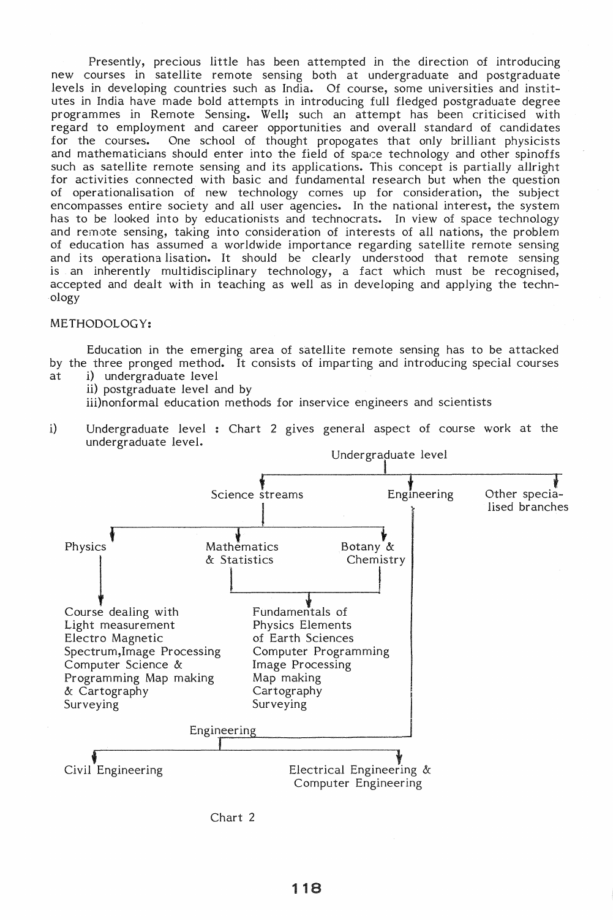Presently, precious little has been attempted in the direction of introducing new courses in satellite remote sensing both at undergraduate and postgraduate levels in developing countries such as India. Of course, some universities and institutes in India have made bold attempts in introducing full fledged postgraduate degree programmes in Remote Sensing. Well; such an attempt has been criticised with regard to employment and career opportunities and overall standard of candidates for the courses. One school of thought propogates that only brilliant physicists and mathematicians should enter into the field of space technology and other spinoffs such as satellite remote sensing and its applications. This concept is partially allright for activities connected with basic and fundamental research but when the question of operationalisation of new technology comes up for consideration, the subject encompasses entire society and all user agencies. In the national interest, the system has to be looked into by educationists and technocrats. In view of space technology and remote sensing, taking into consideration of interests of all nations, the problem of education has assumed a worldwide importance regarding satellite remote sensing and its operationa lisation. It should be clearly understood that remote sensing is an inherently multidisciplinary technology, a fact which must be recognised, accepted and dealt with in teaching as well as in developing and applying the technology

METHODOLOGY:

Education in the emerging area of satellite remote sensing has to be attacked by the three pronged method. It consists of imparting and introducing special courses at
i) undergraduate level
ii) postgraduate level and by
iii)nonformal education methods for inservice engineers and scientists

i) Undergraduate level : Chart 2 gives general aspect of course work at the undergraduate level.

```
Undergraduate level
├── Science streams
│   ├── Physics
│   │   └── Course dealing with Light measurement, Electro Magnetic
│   │       Spectrum, Image Processing, Computer Science &
│   │       Programming, Map making & Cartography, Surveying
│   ├── Mathematics & Statistics ─┐
│   └── Botany & Chemistry ───────┴── Fundamentals of Physics, Elements
│                                     of Earth Sciences, Computer Programming,
│                                     Image Processing, Map making,
│                                     Cartography, Surveying
├── Engineering
│   └── Engineering
│       ├── Civil Engineering
│       └── Electrical Engineering & Computer Engineering
└── Other specialised branches
```

Chart 2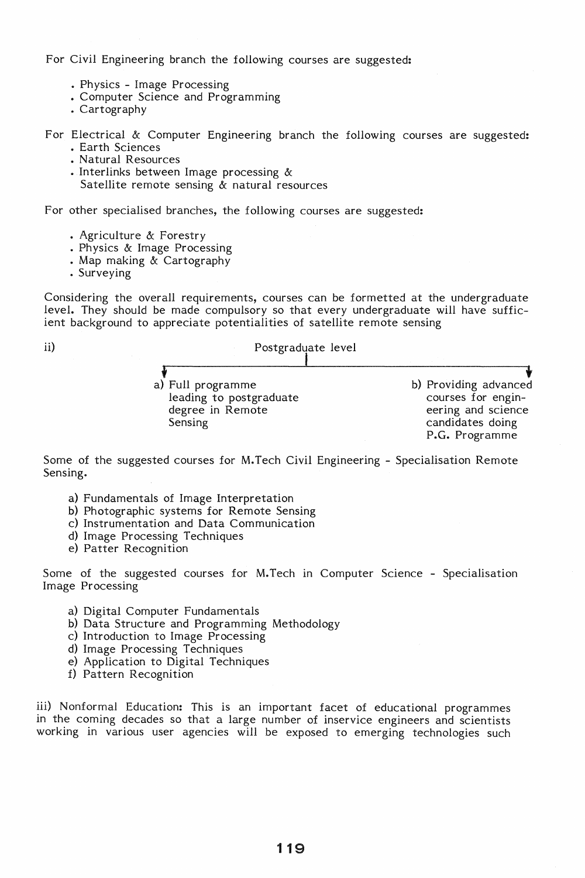For Civil Engineering branch the following courses are suggested:

- Physics - Image Processing
- Computer Science and Programming
- Cartography

For Electrical & Computer Engineering branch the following courses are suggested:

- Earth Sciences
- Natural Resources
- Interlinks between Image processing & Satellite remote sensing & natural resources

For other specialised branches, the following courses are suggested:

- Agriculture & Forestry
- Physics & Image Processing
- Map making & Cartography
- Surveying

Considering the overall requirements, courses can be formetted at the undergraduate level. They should be made compulsory so that every undergraduate will have sufficient background to appreciate potentialities of satellite remote sensing

ii) Postgraduate level

a) Full programme leading to postgraduate degree in Remote Sensing

b) Providing advanced courses for engineering and science candidates doing P.G. Programme

Some of the suggested courses for M.Tech Civil Engineering - Specialisation Remote Sensing.

a) Fundamentals of Image Interpretation
b) Photographic systems for Remote Sensing
c) Instrumentation and Data Communication
d) Image Processing Techniques
e) Patter Recognition

Some of the suggested courses for M.Tech in Computer Science - Specialisation Image Processing

a) Digital Computer Fundamentals
b) Data Structure and Programming Methodology
c) Introduction to Image Processing
d) Image Processing Techniques
e) Application to Digital Techniques
f) Pattern Recognition

iii) Nonformal Education: This is an important facet of educational programmes in the coming decades so that a large number of inservice engineers and scientists working in various user agencies will be exposed to emerging technologies such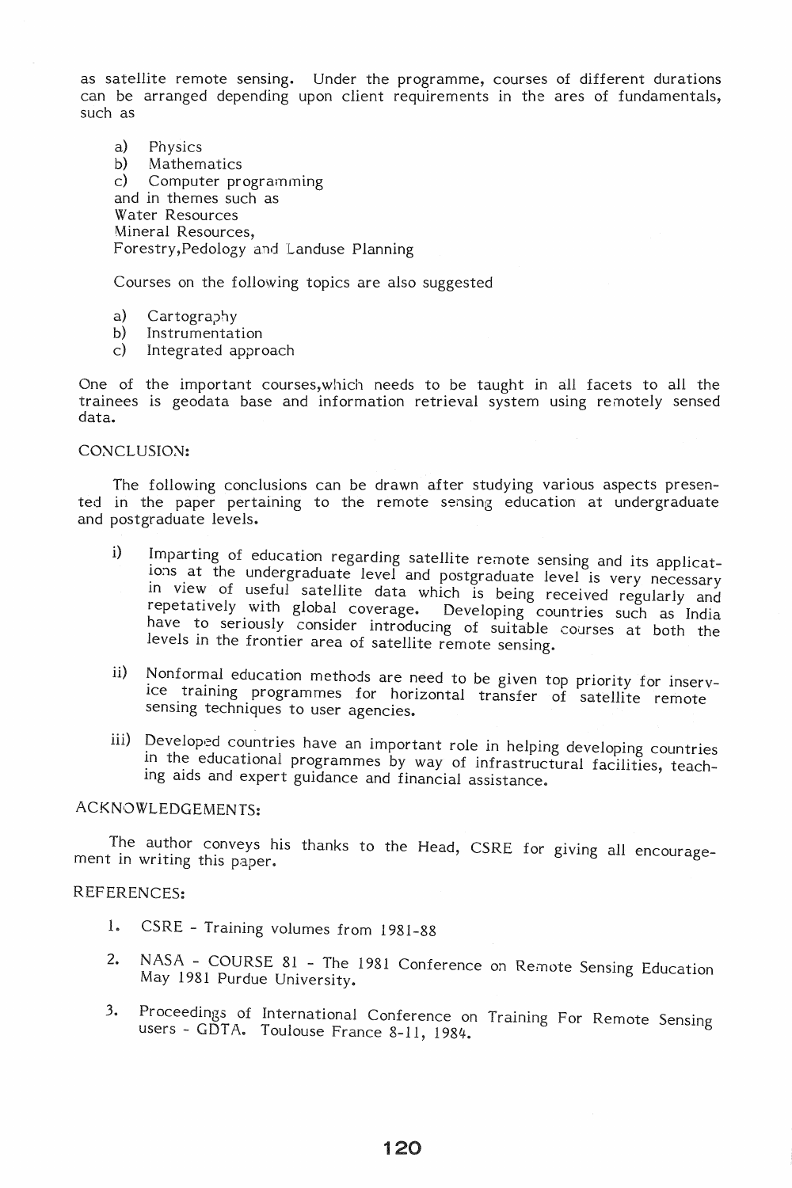as satellite remote sensing. Under the programme, courses of different durations can be arranged depending upon client requirements in the ares of fundamentals, such as

a) Physics
b) Mathematics
c) Computer programming
and in themes such as
Water Resources
Mineral Resources,
Forestry,Pedology and Landuse Planning

Courses on the following topics are also suggested

a) Cartography
b) Instrumentation
c) Integrated approach

One of the important courses,which needs to be taught in all facets to all the trainees is geodata base and information retrieval system using remotely sensed data.

## CONCLUSION:

The following conclusions can be drawn after studying various aspects presented in the paper pertaining to the remote sensing education at undergraduate and postgraduate levels.

i) Imparting of education regarding satellite remote sensing and its applications at the undergraduate level and postgraduate level is very necessary in view of useful satellite data which is being received regularly and repetatively with global coverage. Developing countries such as India have to seriously consider introducing of suitable courses at both the levels in the frontier area of satellite remote sensing.

ii) Nonformal education methods are need to be given top priority for inservice training programmes for horizontal transfer of satellite remote sensing techniques to user agencies.

iii) Developed countries have an important role in helping developing countries in the educational programmes by way of infrastructural facilities, teaching aids and expert guidance and financial assistance.

## ACKNOWLEDGEMENTS:

The author conveys his thanks to the Head, CSRE for giving all encouragement in writing this paper.

## REFERENCES:

1. CSRE - Training volumes from 1981-88
2. NASA - COURSE 81 - The 1981 Conference on Remote Sensing Education May 1981 Purdue University.
3. Proceedings of International Conference on Training For Remote Sensing users - GDTA. Toulouse France 8-11, 1984.